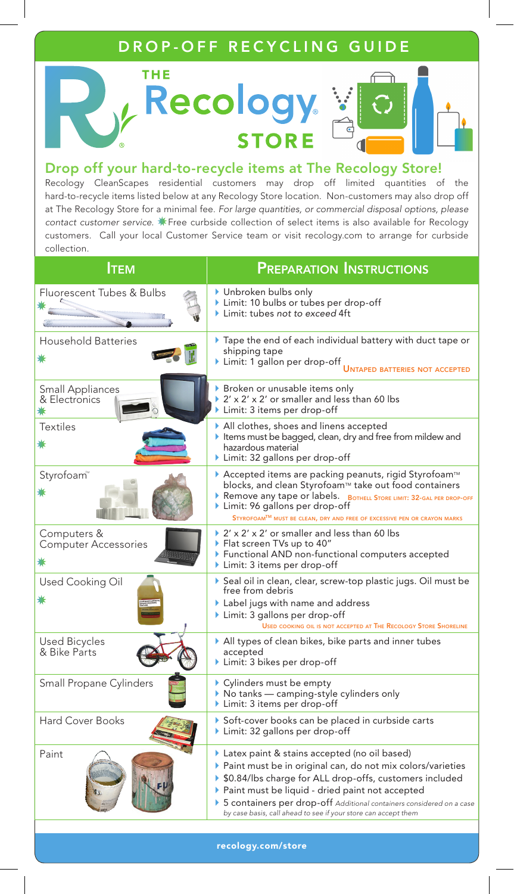# DROP-OFF RECYCLING GUIDE

## THE Recology STORE

## Drop off your hard-to-recycle items at The Recology Store!

Recology CleanScapes residential customers may drop off limited quantities of the hard-to-recycle items listed below at any Recology Store location. Non-customers may also drop off at The Recology Store for a minimal fee. *For large quantities, or commercial disposal options, please contact customer service.* ✳ Free curbside collection of select items is also available for Recology customers. Call your local Customer Service team or visit recology.com to arrange for curbside collection.

| Item | Preparation Instructions |
| --- | --- |
| Fluorescent Tubes & Bulbs ✳ | ▸ Unbroken bulbs only<br>▸ Limit: 10 bulbs or tubes per drop-off<br>▸ Limit: tubes *not to exceed* 4ft |
| Household Batteries ✳ | ▸ Tape the end of each individual battery with duct tape or shipping tape<br>▸ Limit: 1 gallon per drop-off<br>UNTAPED BATTERIES NOT ACCEPTED |
| Small Appliances & Electronics ✳ | ▸ Broken or unusable items only<br>▸ 2' x 2' x 2' or smaller and less than 60 lbs<br>▸ Limit: 3 items per drop-off |
| Textiles ✳ | ▸ All clothes, shoes and linens accepted<br>▸ Items must be bagged, clean, dry and free from mildew and hazardous material<br>▸ Limit: 32 gallons per drop-off |
| Styrofoam™ ✳ | ▸ Accepted items are packing peanuts, rigid Styrofoam™ blocks, and clean Styrofoam™ take out food containers<br>▸ Remove any tape or labels. BOTHELL STORE LIMIT: 32-GAL PER DROP-OFF<br>▸ Limit: 96 gallons per drop-off<br>STYROFOAM™ MUST BE CLEAN, DRY AND FREE OF EXCESSIVE PEN OR CRAYON MARKS |
| Computers & Computer Accessories ✳ | ▸ 2' x 2' x 2' or smaller and less than 60 lbs<br>▸ Flat screen TVs up to 40"<br>▸ Functional AND non-functional computers accepted<br>▸ Limit: 3 items per drop-off |
| Used Cooking Oil ✳ | ▸ Seal oil in clean, clear, screw-top plastic jugs. Oil must be free from debris<br>▸ Label jugs with name and address<br>▸ Limit: 3 gallons per drop-off<br>USED COOKING OIL IS NOT ACCEPTED AT THE RECOLOGY STORE SHORELINE |
| Used Bicycles & Bike Parts | ▸ All types of clean bikes, bike parts and inner tubes accepted<br>▸ Limit: 3 bikes per drop-off |
| Small Propane Cylinders | ▸ Cylinders must be empty<br>▸ No tanks — camping-style cylinders only<br>▸ Limit: 3 items per drop-off |
| Hard Cover Books | ▸ Soft-cover books can be placed in curbside carts<br>▸ Limit: 32 gallons per drop-off |
| Paint | ▸ Latex paint & stains accepted (no oil based)<br>▸ Paint must be in original can, do not mix colors/varieties<br>▸ \$0.84/lbs charge for ALL drop-offs, customers included<br>▸ Paint must be liquid - dried paint not accepted<br>▸ 5 containers per drop-off *Additional containers considered on a case by case basis, call ahead to see if your store can accept them* |

recology.com/store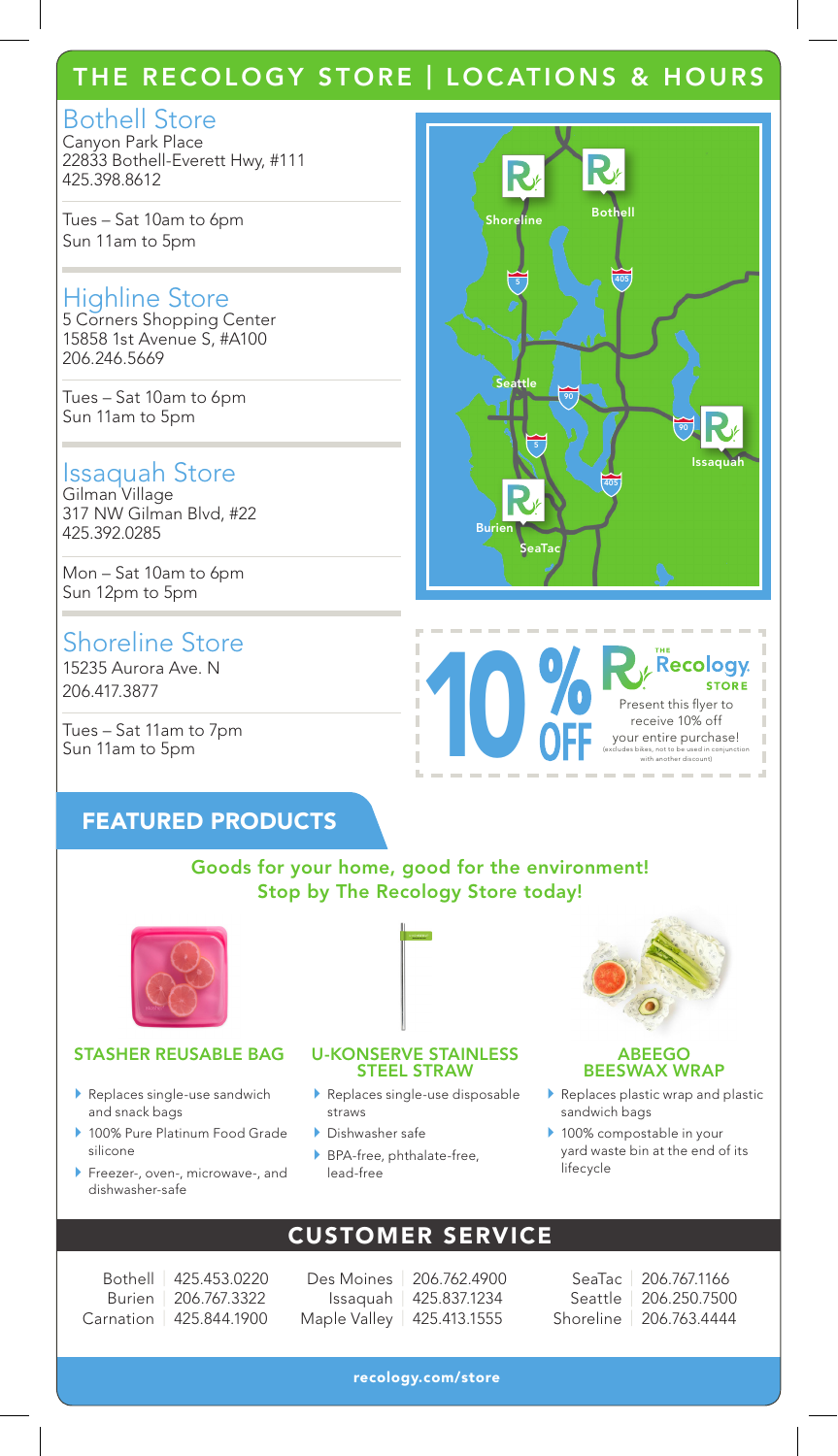# THE RECOLOGY STORE | LOCATIONS & HOURS

## Bothell Store

Canyon Park Place
22833 Bothell-Everett Hwy, #111
425.398.8612

Tues – Sat 10am to 6pm
Sun 11am to 5pm

## Highline Store

5 Corners Shopping Center
15858 1st Avenue S, #A100
206.246.5669

Tues – Sat 10am to 6pm
Sun 11am to 5pm

## Issaquah Store

Gilman Village
317 NW Gilman Blvd, #22
425.392.0285

Mon – Sat 10am to 6pm
Sun 12pm to 5pm

## Shoreline Store

15235 Aurora Ave. N
206.417.3877

Tues – Sat 11am to 7pm
Sun 11am to 5pm

Shoreline
Bothell
5
405
Seattle
90
90
Issaquah
5
405
Burien
SeaTac

**10% OFF**

THE Recology STORE

Present this flyer to receive 10% off your entire purchase!
(excludes bikes, not to be used in conjunction with another discount)

## FEATURED PRODUCTS

**Goods for your home, good for the environment! Stop by The Recology Store today!**

### STASHER REUSABLE BAG

- Replaces single-use sandwich and snack bags
- 100% Pure Platinum Food Grade silicone
- Freezer-, oven-, microwave-, and dishwasher-safe

### U-KONSERVE STAINLESS STEEL STRAW

- Replaces single-use disposable straws
- Dishwasher safe
- BPA-free, phthalate-free, lead-free

### ABEEGO BEESWAX WRAP

- Replaces plastic wrap and plastic sandwich bags
- 100% compostable in your yard waste bin at the end of its lifecycle

## CUSTOMER SERVICE

| | | | | | |
|---|---|---|---|---|---|
| Bothell | 425.453.0220 | Des Moines | 206.762.4900 | SeaTac | 206.767.1166 |
| Burien | 206.767.3322 | Issaquah | 425.837.1234 | Seattle | 206.250.7500 |
| Carnation | 425.844.1900 | Maple Valley | 425.413.1555 | Shoreline | 206.763.4444 |

recology.com/store